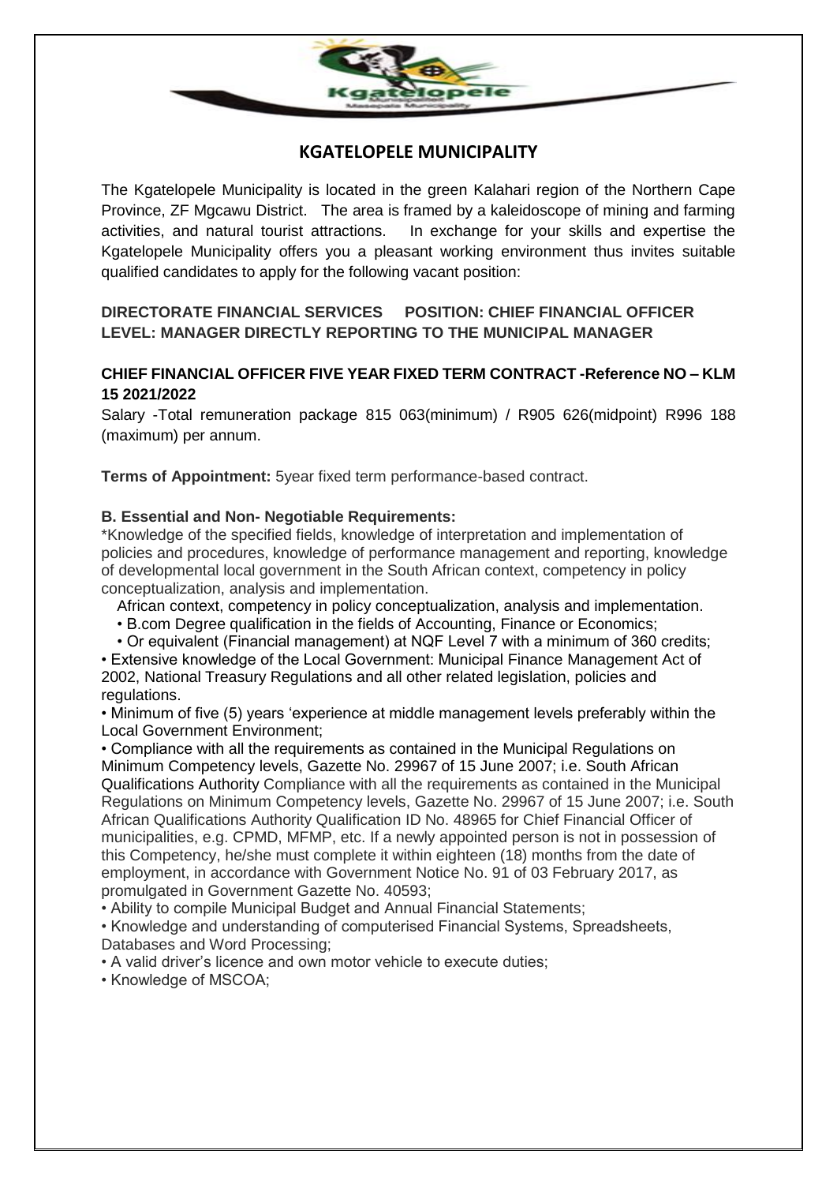# KGATELOPELE MUNICIPALITY

The Kgatelopele Municipality is located in the green Kalahari region of the Northern Cape Province, ZF Mgcawu District. The area is framed by a kaleidoscope of mining and farming activities, and natural tourist attractions. In exchange for your skills and expertise the Kgatelopele Municipality offers you a pleasant working environment thus invites suitable qualified candidates to apply for the following vacant position:

**DIRECTORATE FINANCIAL SERVICES POSITION: CHIEF FINANCIAL OFFICER LEVEL: MANAGER DIRECTLY REPORTING TO THE MUNICIPAL MANAGER**

**CHIEF FINANCIAL OFFICER FIVE YEAR FIXED TERM CONTRACT -Reference NO – KLM 15 2021/2022**

Salary -Total remuneration package 815 063(minimum) / R905 626(midpoint) R996 188 (maximum) per annum.

**Terms of Appointment:** 5year fixed term performance-based contract.

**B. Essential and Non- Negotiable Requirements:**

*Knowledge of the specified fields, knowledge of interpretation and implementation of policies and procedures, knowledge of performance management and reporting, knowledge of developmental local government in the South African context, competency in policy conceptualization, analysis and implementation.

African context, competency in policy conceptualization, analysis and implementation.

- B.com Degree qualification in the fields of Accounting, Finance or Economics;
- Or equivalent (Financial management) at NQF Level 7 with a minimum of 360 credits;
- Extensive knowledge of the Local Government: Municipal Finance Management Act of 2002, National Treasury Regulations and all other related legislation, policies and regulations.
- Minimum of five (5) years 'experience at middle management levels preferably within the Local Government Environment;
- Compliance with all the requirements as contained in the Municipal Regulations on Minimum Competency levels, Gazette No. 29967 of 15 June 2007; i.e. South African Qualifications Authority Compliance with all the requirements as contained in the Municipal Regulations on Minimum Competency levels, Gazette No. 29967 of 15 June 2007; i.e. South African Qualifications Authority Qualification ID No. 48965 for Chief Financial Officer of municipalities, e.g. CPMD, MFMP, etc. If a newly appointed person is not in possession of this Competency, he/she must complete it within eighteen (18) months from the date of employment, in accordance with Government Notice No. 91 of 03 February 2017, as promulgated in Government Gazette No. 40593;
- Ability to compile Municipal Budget and Annual Financial Statements;
- Knowledge and understanding of computerised Financial Systems, Spreadsheets, Databases and Word Processing;
- A valid driver's licence and own motor vehicle to execute duties;
- Knowledge of MSCOA;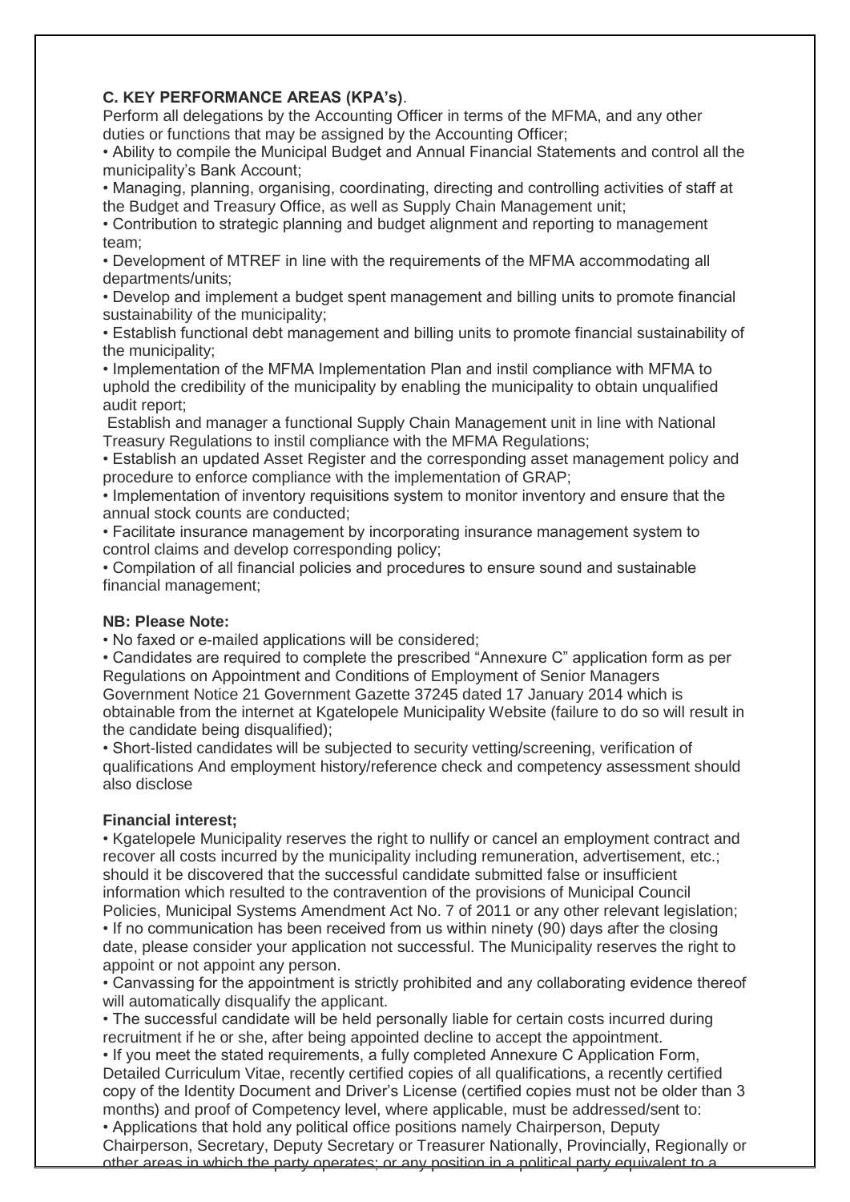**C. KEY PERFORMANCE AREAS (KPA's)**.

Perform all delegations by the Accounting Officer in terms of the MFMA, and any other duties or functions that may be assigned by the Accounting Officer;

- Ability to compile the Municipal Budget and Annual Financial Statements and control all the municipality's Bank Account;
- Managing, planning, organising, coordinating, directing and controlling activities of staff at the Budget and Treasury Office, as well as Supply Chain Management unit;
- Contribution to strategic planning and budget alignment and reporting to management team;
- Development of MTREF in line with the requirements of the MFMA accommodating all departments/units;
- Develop and implement a budget spent management and billing units to promote financial sustainability of the municipality;
- Establish functional debt management and billing units to promote financial sustainability of the municipality;
- Implementation of the MFMA Implementation Plan and instil compliance with MFMA to uphold the credibility of the municipality by enabling the municipality to obtain unqualified audit report;

Establish and manager a functional Supply Chain Management unit in line with National Treasury Regulations to instil compliance with the MFMA Regulations;

- Establish an updated Asset Register and the corresponding asset management policy and procedure to enforce compliance with the implementation of GRAP;
- Implementation of inventory requisitions system to monitor inventory and ensure that the annual stock counts are conducted;
- Facilitate insurance management by incorporating insurance management system to control claims and develop corresponding policy;
- Compilation of all financial policies and procedures to ensure sound and sustainable financial management;

**NB: Please Note:**

- No faxed or e-mailed applications will be considered;
- Candidates are required to complete the prescribed "Annexure C" application form as per Regulations on Appointment and Conditions of Employment of Senior Managers Government Notice 21 Government Gazette 37245 dated 17 January 2014 which is obtainable from the internet at Kgatelopele Municipality Website (failure to do so will result in the candidate being disqualified);
- Short-listed candidates will be subjected to security vetting/screening, verification of qualifications And employment history/reference check and competency assessment should also disclose

**Financial interest;**

- Kgatelopele Municipality reserves the right to nullify or cancel an employment contract and recover all costs incurred by the municipality including remuneration, advertisement, etc.; should it be discovered that the successful candidate submitted false or insufficient information which resulted to the contravention of the provisions of Municipal Council Policies, Municipal Systems Amendment Act No. 7 of 2011 or any other relevant legislation;
- If no communication has been received from us within ninety (90) days after the closing date, please consider your application not successful. The Municipality reserves the right to appoint or not appoint any person.
- Canvassing for the appointment is strictly prohibited and any collaborating evidence thereof will automatically disqualify the applicant.
- The successful candidate will be held personally liable for certain costs incurred during recruitment if he or she, after being appointed decline to accept the appointment.
- If you meet the stated requirements, a fully completed Annexure C Application Form, Detailed Curriculum Vitae, recently certified copies of all qualifications, a recently certified copy of the Identity Document and Driver's License (certified copies must not be older than 3 months) and proof of Competency level, where applicable, must be addressed/sent to:
- Applications that hold any political office positions namely Chairperson, Deputy Chairperson, Secretary, Deputy Secretary or Treasurer Nationally, Provincially, Regionally or other areas in which the party operates; or any position in a political party equivalent to a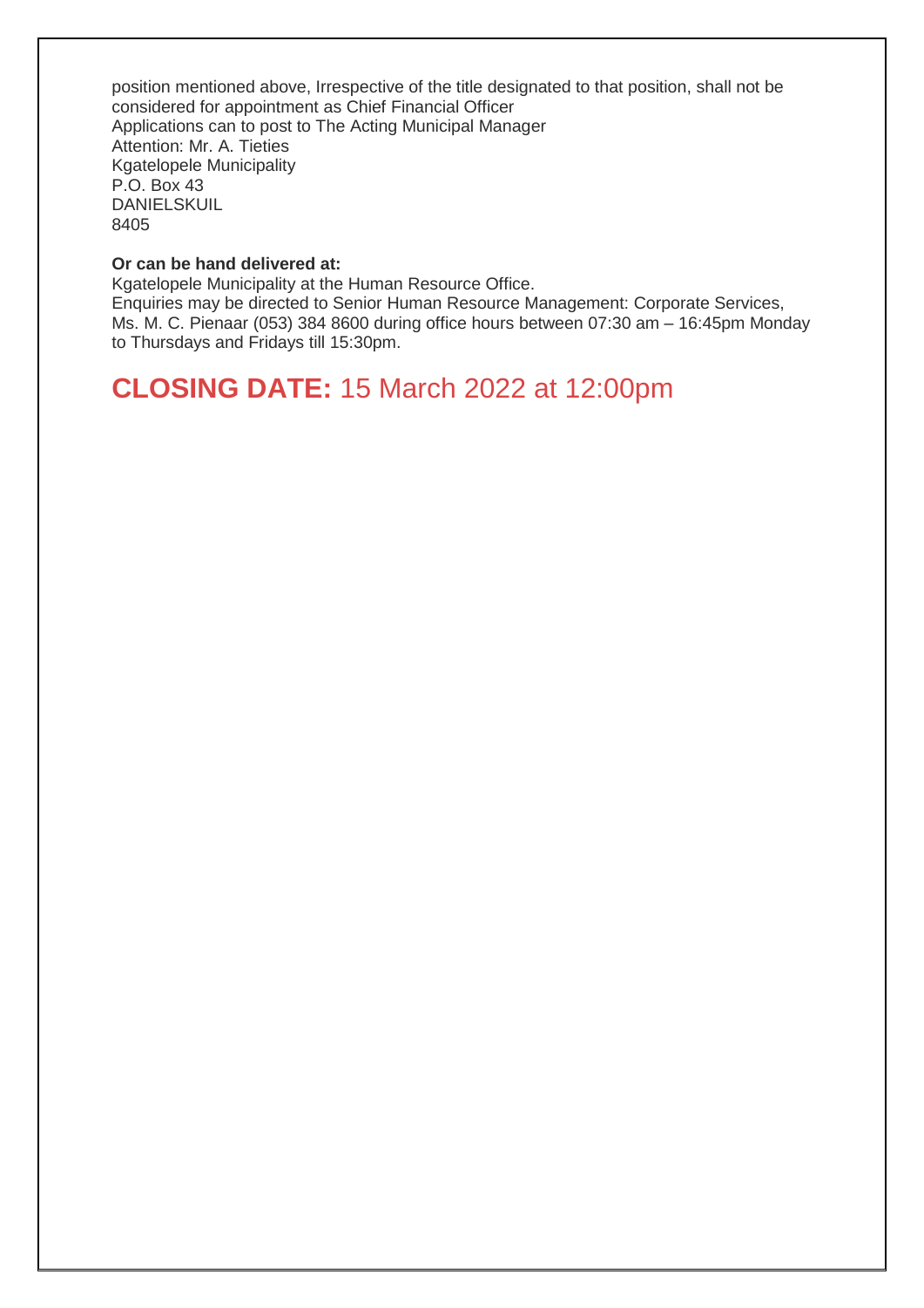position mentioned above, Irrespective of the title designated to that position, shall not be considered for appointment as Chief Financial Officer
Applications can to post to The Acting Municipal Manager
Attention: Mr. A. Tieties
Kgatelopele Municipality
P.O. Box 43
DANIELSKUIL
8405

**Or can be hand delivered at:**
Kgatelopele Municipality at the Human Resource Office.
Enquiries may be directed to Senior Human Resource Management: Corporate Services, Ms. M. C. Pienaar (053) 384 8600 during office hours between 07:30 am – 16:45pm Monday to Thursdays and Fridays till 15:30pm.

## **CLOSING DATE:** 15 March 2022 at 12:00pm